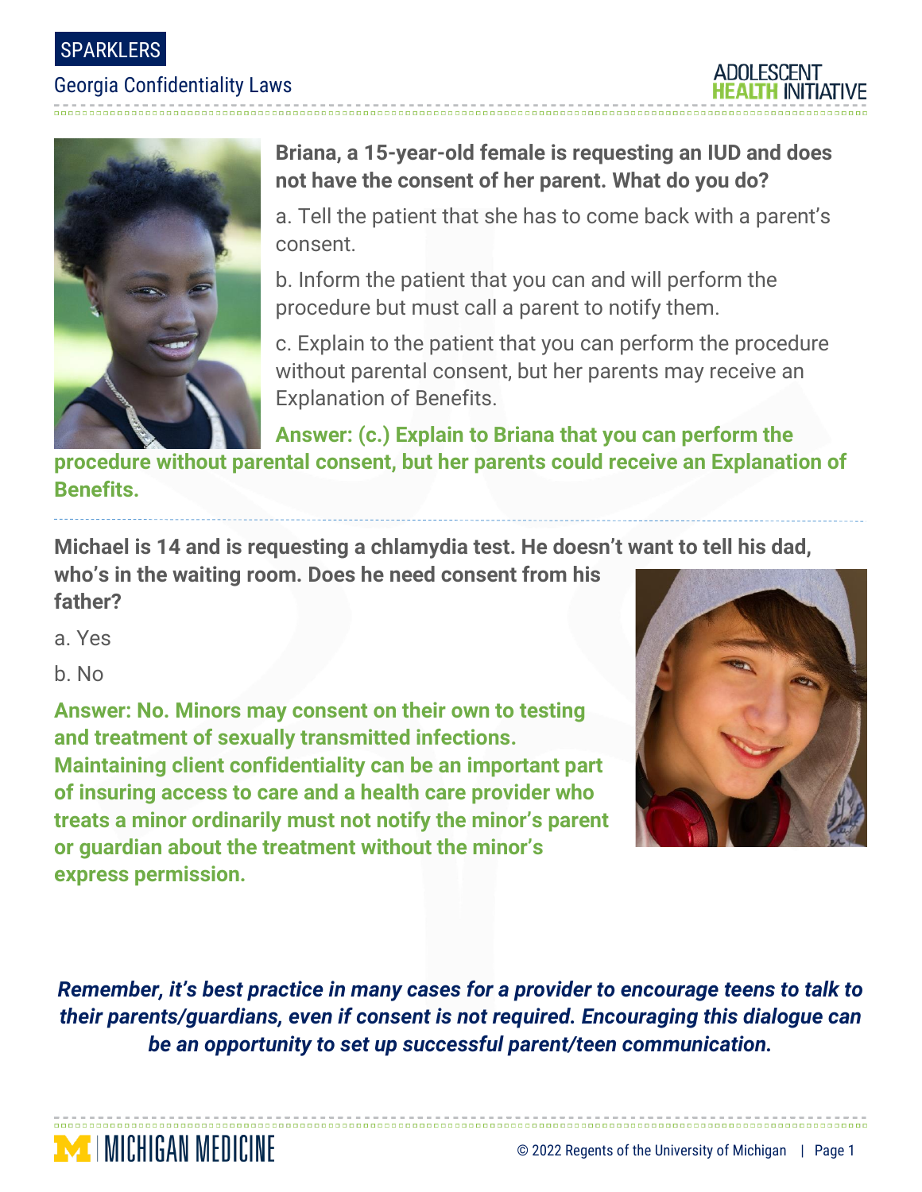SPARKLERS

# Georgia Confidentiality Laws

**Briana, a 15-year-old female is requesting an IUD and does not have the consent of her parent. What do you do?**

a. Tell the patient that she has to come back with a parent's consent.

b. Inform the patient that you can and will perform the procedure but must call a parent to notify them.

c. Explain to the patient that you can perform the procedure without parental consent, but her parents may receive an Explanation of Benefits.

**Answer: (c.) Explain to Briana that you can perform the procedure without parental consent, but her parents could receive an Explanation of Benefits.**

---

**Michael is 14 and is requesting a chlamydia test. He doesn't want to tell his dad, who's in the waiting room. Does he need consent from his father?**

a. Yes

b. No

**Answer: No. Minors may consent on their own to testing and treatment of sexually transmitted infections. Maintaining client confidentiality can be an important part of insuring access to care and a health care provider who treats a minor ordinarily must not notify the minor's parent or guardian about the treatment without the minor's express permission.**

***Remember, it's best practice in many cases for a provider to encourage teens to talk to their parents/guardians, even if consent is not required. Encouraging this dialogue can be an opportunity to set up successful parent/teen communication.***

© 2022 Regents of the University of Michigan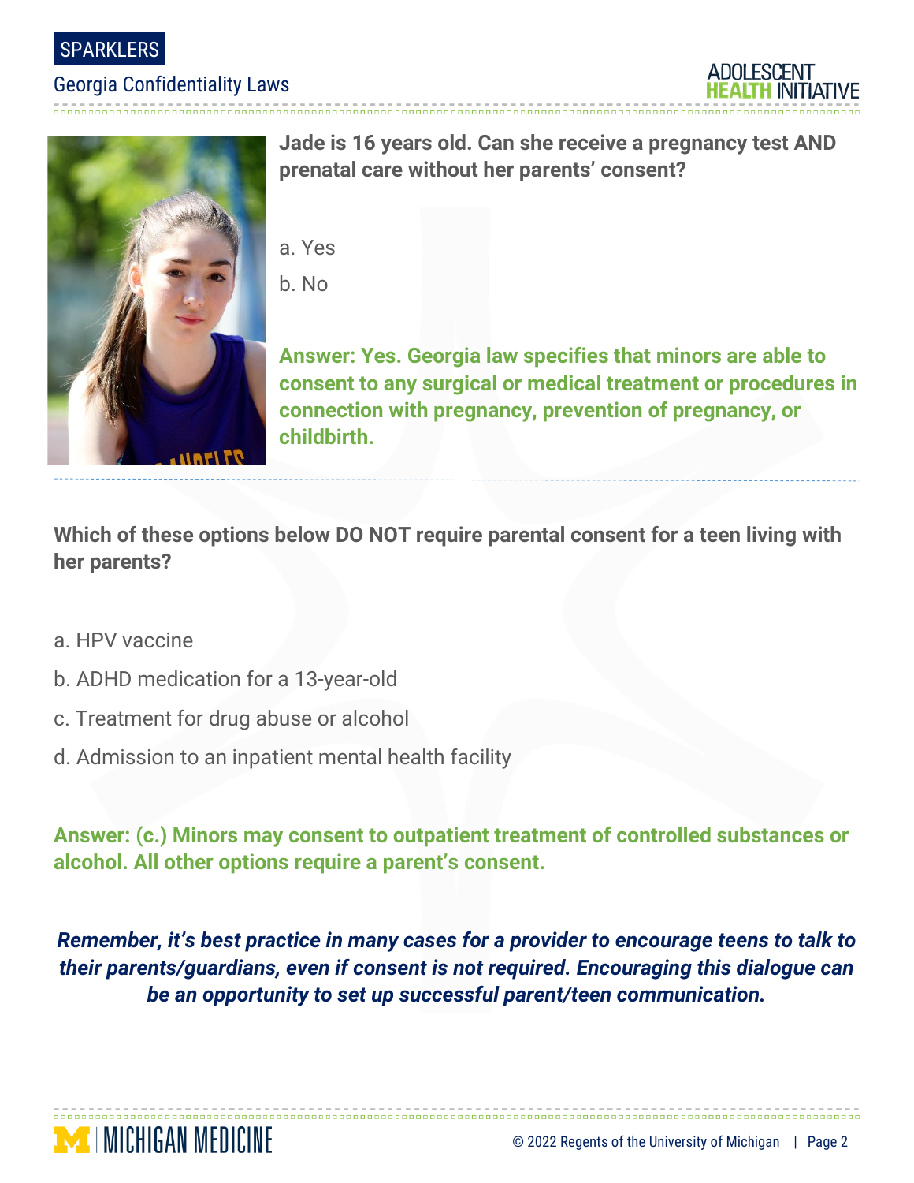**Jade is 16 years old. Can she receive a pregnancy test AND prenatal care without her parents' consent?**

a. Yes

b. No

**Answer: Yes. Georgia law specifies that minors are able to consent to any surgical or medical treatment or procedures in connection with pregnancy, prevention of pregnancy, or childbirth.**

---

**Which of these options below DO NOT require parental consent for a teen living with her parents?**

a. HPV vaccine

b. ADHD medication for a 13-year-old

c. Treatment for drug abuse or alcohol

d. Admission to an inpatient mental health facility

**Answer: (c.) Minors may consent to outpatient treatment of controlled substances or alcohol. All other options require a parent's consent.**

***Remember, it's best practice in many cases for a provider to encourage teens to talk to their parents/guardians, even if consent is not required. Encouraging this dialogue can be an opportunity to set up successful parent/teen communication.***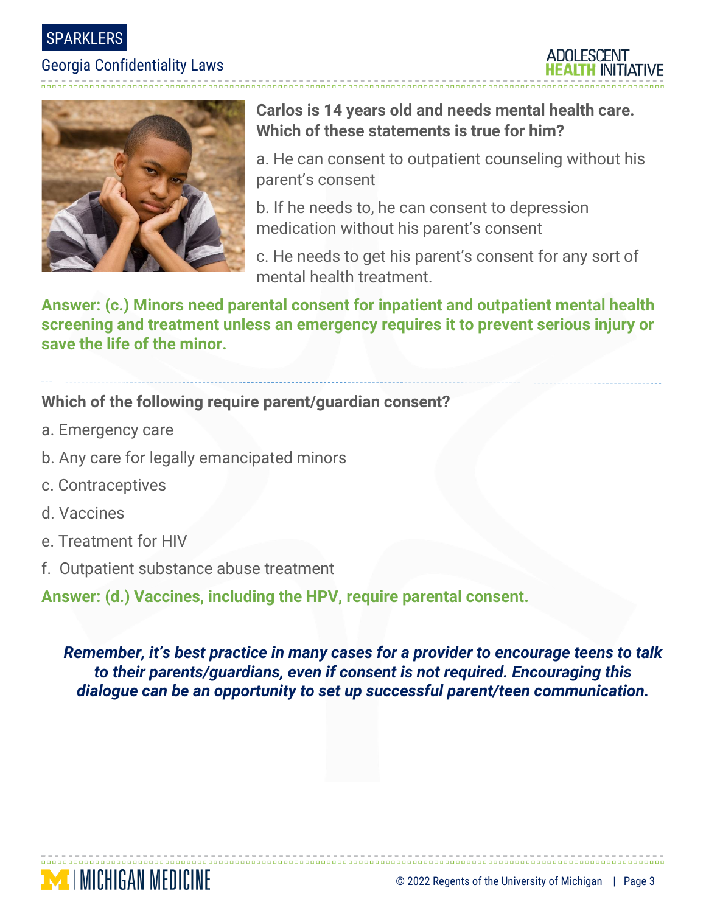**Carlos is 14 years old and needs mental health care. Which of these statements is true for him?**

a. He can consent to outpatient counseling without his parent's consent

b. If he needs to, he can consent to depression medication without his parent's consent

c. He needs to get his parent's consent for any sort of mental health treatment.

**Answer: (c.) Minors need parental consent for inpatient and outpatient mental health screening and treatment unless an emergency requires it to prevent serious injury or save the life of the minor.**

---

**Which of the following require parent/guardian consent?**

a. Emergency care

b. Any care for legally emancipated minors

c. Contraceptives

d. Vaccines

e. Treatment for HIV

f. Outpatient substance abuse treatment

**Answer: (d.) Vaccines, including the HPV, require parental consent.**

***Remember, it's best practice in many cases for a provider to encourage teens to talk to their parents/guardians, even if consent is not required. Encouraging this dialogue can be an opportunity to set up successful parent/teen communication.***